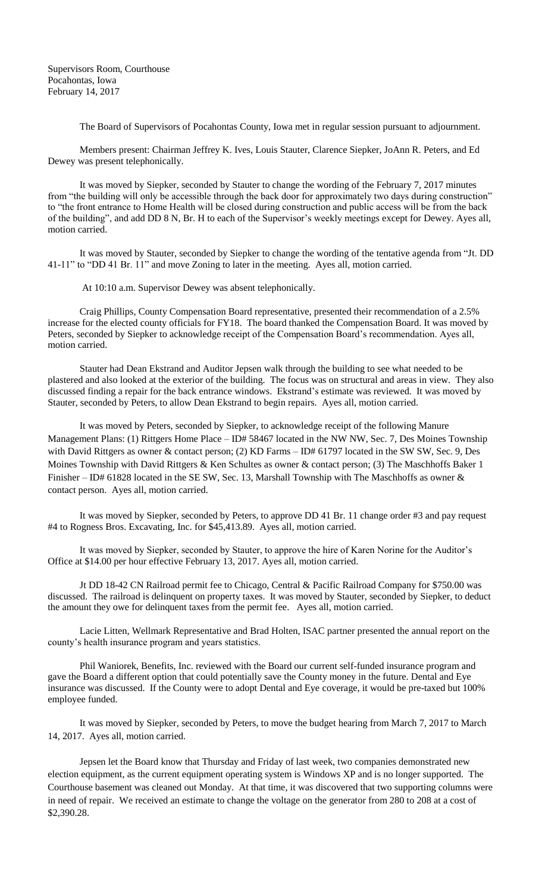Supervisors Room, Courthouse
Pocahontas, Iowa
February 14, 2017

The Board of Supervisors of Pocahontas County, Iowa met in regular session pursuant to adjournment.

Members present: Chairman Jeffrey K. Ives, Louis Stauter, Clarence Siepker, JoAnn R. Peters, and Ed Dewey was present telephonically.

It was moved by Siepker, seconded by Stauter to change the wording of the February 7, 2017 minutes from "the building will only be accessible through the back door for approximately two days during construction" to "the front entrance to Home Health will be closed during construction and public access will be from the back of the building", and add DD 8 N, Br. H to each of the Supervisor's weekly meetings except for Dewey. Ayes all, motion carried.

It was moved by Stauter, seconded by Siepker to change the wording of the tentative agenda from "Jt. DD 41-11" to "DD 41 Br. 11" and move Zoning to later in the meeting. Ayes all, motion carried.

At 10:10 a.m. Supervisor Dewey was absent telephonically.

Craig Phillips, County Compensation Board representative, presented their recommendation of a 2.5% increase for the elected county officials for FY18. The board thanked the Compensation Board. It was moved by Peters, seconded by Siepker to acknowledge receipt of the Compensation Board's recommendation. Ayes all, motion carried.

Stauter had Dean Ekstrand and Auditor Jepsen walk through the building to see what needed to be plastered and also looked at the exterior of the building. The focus was on structural and areas in view. They also discussed finding a repair for the back entrance windows. Ekstrand's estimate was reviewed. It was moved by Stauter, seconded by Peters, to allow Dean Ekstrand to begin repairs. Ayes all, motion carried.

It was moved by Peters, seconded by Siepker, to acknowledge receipt of the following Manure Management Plans: (1) Rittgers Home Place – ID# 58467 located in the NW NW, Sec. 7, Des Moines Township with David Rittgers as owner & contact person; (2) KD Farms – ID# 61797 located in the SW SW, Sec. 9, Des Moines Township with David Rittgers & Ken Schultes as owner & contact person; (3) The Maschhoffs Baker 1 Finisher – ID# 61828 located in the SE SW, Sec. 13, Marshall Township with The Maschhoffs as owner & contact person. Ayes all, motion carried.

It was moved by Siepker, seconded by Peters, to approve DD 41 Br. 11 change order #3 and pay request #4 to Rogness Bros. Excavating, Inc. for $45,413.89. Ayes all, motion carried.

It was moved by Siepker, seconded by Stauter, to approve the hire of Karen Norine for the Auditor's Office at $14.00 per hour effective February 13, 2017. Ayes all, motion carried.

Jt DD 18-42 CN Railroad permit fee to Chicago, Central & Pacific Railroad Company for $750.00 was discussed. The railroad is delinquent on property taxes. It was moved by Stauter, seconded by Siepker, to deduct the amount they owe for delinquent taxes from the permit fee. Ayes all, motion carried.

Lacie Litten, Wellmark Representative and Brad Holten, ISAC partner presented the annual report on the county's health insurance program and years statistics.

Phil Waniorek, Benefits, Inc. reviewed with the Board our current self-funded insurance program and gave the Board a different option that could potentially save the County money in the future. Dental and Eye insurance was discussed. If the County were to adopt Dental and Eye coverage, it would be pre-taxed but 100% employee funded.

It was moved by Siepker, seconded by Peters, to move the budget hearing from March 7, 2017 to March 14, 2017. Ayes all, motion carried.

Jepsen let the Board know that Thursday and Friday of last week, two companies demonstrated new election equipment, as the current equipment operating system is Windows XP and is no longer supported. The Courthouse basement was cleaned out Monday. At that time, it was discovered that two supporting columns were in need of repair. We received an estimate to change the voltage on the generator from 280 to 208 at a cost of $2,390.28.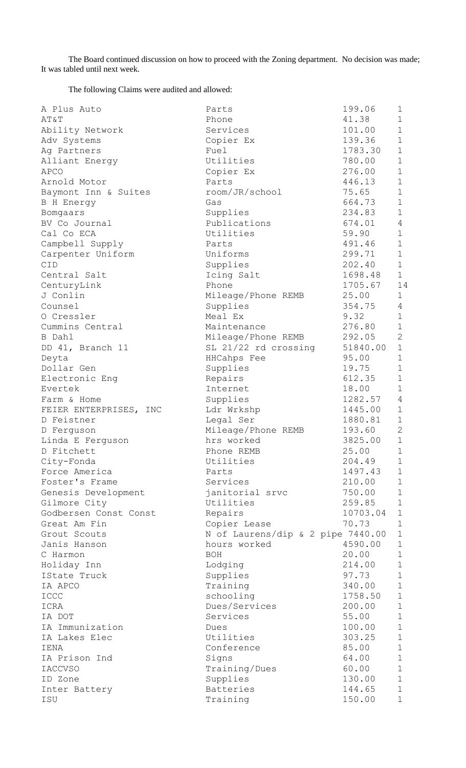The Board continued discussion on how to proceed with the Zoning department. No decision was made; It was tabled until next week.

The following Claims were audited and allowed:

| | | | |
|---|---|---|---|
| A Plus Auto | Parts | 199.06 | 1 |
| AT&T | Phone | 41.38 | 1 |
| Ability Network | Services | 101.00 | 1 |
| Adv Systems | Copier Ex | 139.36 | 1 |
| Ag Partners | Fuel | 1783.30 | 1 |
| Alliant Energy | Utilities | 780.00 | 1 |
| APCO | Copier Ex | 276.00 | 1 |
| Arnold Motor | Parts | 446.13 | 1 |
| Baymont Inn & Suites | room/JR/school | 75.65 | 1 |
| B H Energy | Gas | 664.73 | 1 |
| Bomgaars | Supplies | 234.83 | 1 |
| BV Co Journal | Publications | 674.01 | 4 |
| Cal Co ECA | Utilities | 59.90 | 1 |
| Campbell Supply | Parts | 491.46 | 1 |
| Carpenter Uniform | Uniforms | 299.71 | 1 |
| CID | Supplies | 202.40 | 1 |
| Central Salt | Icing Salt | 1698.48 | 1 |
| CenturyLink | Phone | 1705.67 | 14 |
| J Conlin | Mileage/Phone REMB | 25.00 | 1 |
| Counsel | Supplies | 354.75 | 4 |
| O Cressler | Meal Ex | 9.32 | 1 |
| Cummins Central | Maintenance | 276.80 | 1 |
| B Dahl | Mileage/Phone REMB | 292.05 | 2 |
| DD 41, Branch 11 | SL 21/22 rd crossing | 51840.00 | 1 |
| Deyta | HHCahps Fee | 95.00 | 1 |
| Dollar Gen | Supplies | 19.75 | 1 |
| Electronic Eng | Repairs | 612.35 | 1 |
| Evertek | Internet | 18.00 | 1 |
| Farm & Home | Supplies | 1282.57 | 4 |
| FEIER ENTERPRISES, INC | Ldr Wrkshp | 1445.00 | 1 |
| D Feistner | Legal Ser | 1880.81 | 1 |
| D Ferguson | Mileage/Phone REMB | 193.60 | 2 |
| Linda E Ferguson | hrs worked | 3825.00 | 1 |
| D Fitchett | Phone REMB | 25.00 | 1 |
| City-Fonda | Utilities | 204.49 | 1 |
| Force America | Parts | 1497.43 | 1 |
| Foster's Frame | Services | 210.00 | 1 |
| Genesis Development | janitorial srvc | 750.00 | 1 |
| Gilmore City | Utilities | 259.85 | 1 |
| Godbersen Const Const | Repairs | 10703.04 | 1 |
| Great Am Fin | Copier Lease | 70.73 | 1 |
| Grout Scouts | N of Laurens/dip & 2 pipe | 7440.00 | 1 |
| Janis Hanson | hours worked | 4590.00 | 1 |
| C Harmon | BOH | 20.00 | 1 |
| Holiday Inn | Lodging | 214.00 | 1 |
| IState Truck | Supplies | 97.73 | 1 |
| IA APCO | Training | 340.00 | 1 |
| ICCC | schooling | 1758.50 | 1 |
| ICRA | Dues/Services | 200.00 | 1 |
| IA DOT | Services | 55.00 | 1 |
| IA Immunization | Dues | 100.00 | 1 |
| IA Lakes Elec | Utilities | 303.25 | 1 |
| IENA | Conference | 85.00 | 1 |
| IA Prison Ind | Signs | 64.00 | 1 |
| IACCVSO | Training/Dues | 60.00 | 1 |
| ID Zone | Supplies | 130.00 | 1 |
| Inter Battery | Batteries | 144.65 | 1 |
| ISU | Training | 150.00 | 1 |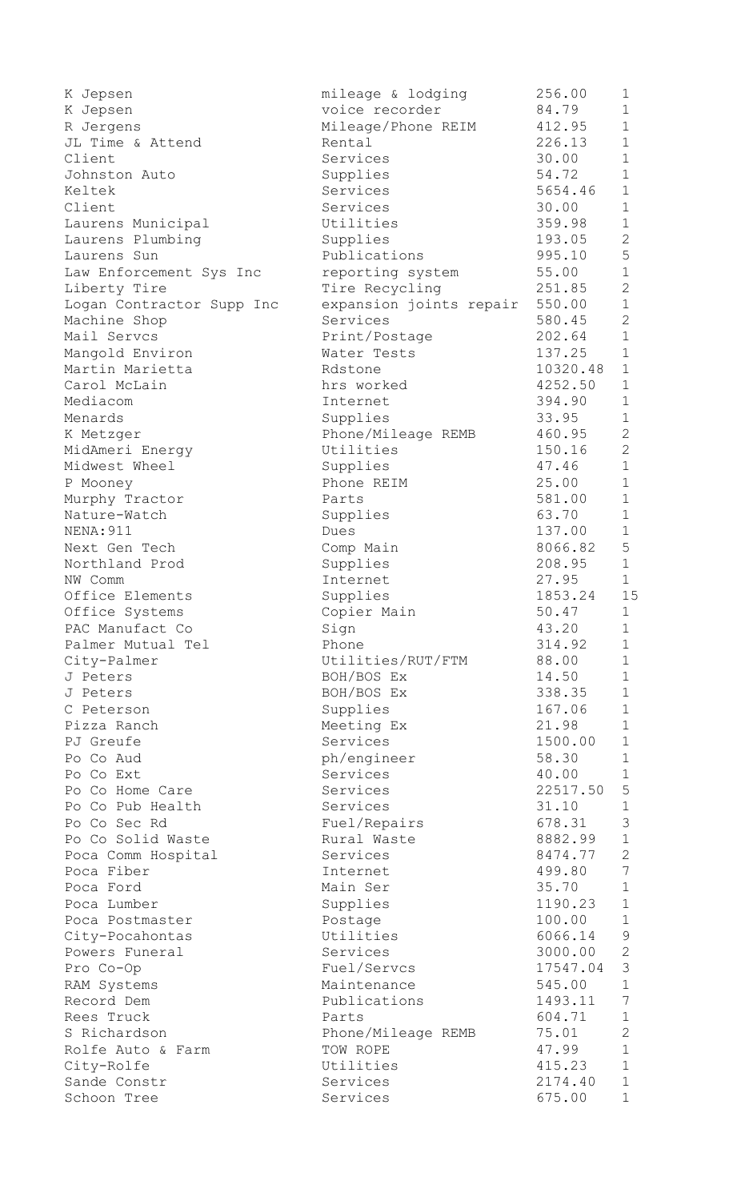| | | | |
|---|---|---|---|
| K Jepsen | mileage & lodging | 256.00 | 1 |
| K Jepsen | voice recorder | 84.79 | 1 |
| R Jergens | Mileage/Phone REIM | 412.95 | 1 |
| JL Time & Attend | Rental | 226.13 | 1 |
| Client | Services | 30.00 | 1 |
| Johnston Auto | Supplies | 54.72 | 1 |
| Keltek | Services | 5654.46 | 1 |
| Client | Services | 30.00 | 1 |
| Laurens Municipal | Utilities | 359.98 | 1 |
| Laurens Plumbing | Supplies | 193.05 | 2 |
| Laurens Sun | Publications | 995.10 | 5 |
| Law Enforcement Sys Inc | reporting system | 55.00 | 1 |
| Liberty Tire | Tire Recycling | 251.85 | 2 |
| Logan Contractor Supp Inc | expansion joints repair | 550.00 | 1 |
| Machine Shop | Services | 580.45 | 2 |
| Mail Servcs | Print/Postage | 202.64 | 1 |
| Mangold Environ | Water Tests | 137.25 | 1 |
| Martin Marietta | Rdstone | 10320.48 | 1 |
| Carol McLain | hrs worked | 4252.50 | 1 |
| Mediacom | Internet | 394.90 | 1 |
| Menards | Supplies | 33.95 | 1 |
| K Metzger | Phone/Mileage REMB | 460.95 | 2 |
| MidAmeri Energy | Utilities | 150.16 | 2 |
| Midwest Wheel | Supplies | 47.46 | 1 |
| P Mooney | Phone REIM | 25.00 | 1 |
| Murphy Tractor | Parts | 581.00 | 1 |
| Nature-Watch | Supplies | 63.70 | 1 |
| NENA:911 | Dues | 137.00 | 1 |
| Next Gen Tech | Comp Main | 8066.82 | 5 |
| Northland Prod | Supplies | 208.95 | 1 |
| NW Comm | Internet | 27.95 | 1 |
| Office Elements | Supplies | 1853.24 | 15 |
| Office Systems | Copier Main | 50.47 | 1 |
| PAC Manufact Co | Sign | 43.20 | 1 |
| Palmer Mutual Tel | Phone | 314.92 | 1 |
| City-Palmer | Utilities/RUT/FTM | 88.00 | 1 |
| J Peters | BOH/BOS Ex | 14.50 | 1 |
| J Peters | BOH/BOS Ex | 338.35 | 1 |
| C Peterson | Supplies | 167.06 | 1 |
| Pizza Ranch | Meeting Ex | 21.98 | 1 |
| PJ Greufe | Services | 1500.00 | 1 |
| Po Co Aud | ph/engineer | 58.30 | 1 |
| Po Co Ext | Services | 40.00 | 1 |
| Po Co Home Care | Services | 22517.50 | 5 |
| Po Co Pub Health | Services | 31.10 | 1 |
| Po Co Sec Rd | Fuel/Repairs | 678.31 | 3 |
| Po Co Solid Waste | Rural Waste | 8882.99 | 1 |
| Poca Comm Hospital | Services | 8474.77 | 2 |
| Poca Fiber | Internet | 499.80 | 7 |
| Poca Ford | Main Ser | 35.70 | 1 |
| Poca Lumber | Supplies | 1190.23 | 1 |
| Poca Postmaster | Postage | 100.00 | 1 |
| City-Pocahontas | Utilities | 6066.14 | 9 |
| Powers Funeral | Services | 3000.00 | 2 |
| Pro Co-Op | Fuel/Servcs | 17547.04 | 3 |
| RAM Systems | Maintenance | 545.00 | 1 |
| Record Dem | Publications | 1493.11 | 7 |
| Rees Truck | Parts | 604.71 | 1 |
| S Richardson | Phone/Mileage REMB | 75.01 | 2 |
| Rolfe Auto & Farm | TOW ROPE | 47.99 | 1 |
| City-Rolfe | Utilities | 415.23 | 1 |
| Sande Constr | Services | 2174.40 | 1 |
| Schoon Tree | Services | 675.00 | 1 |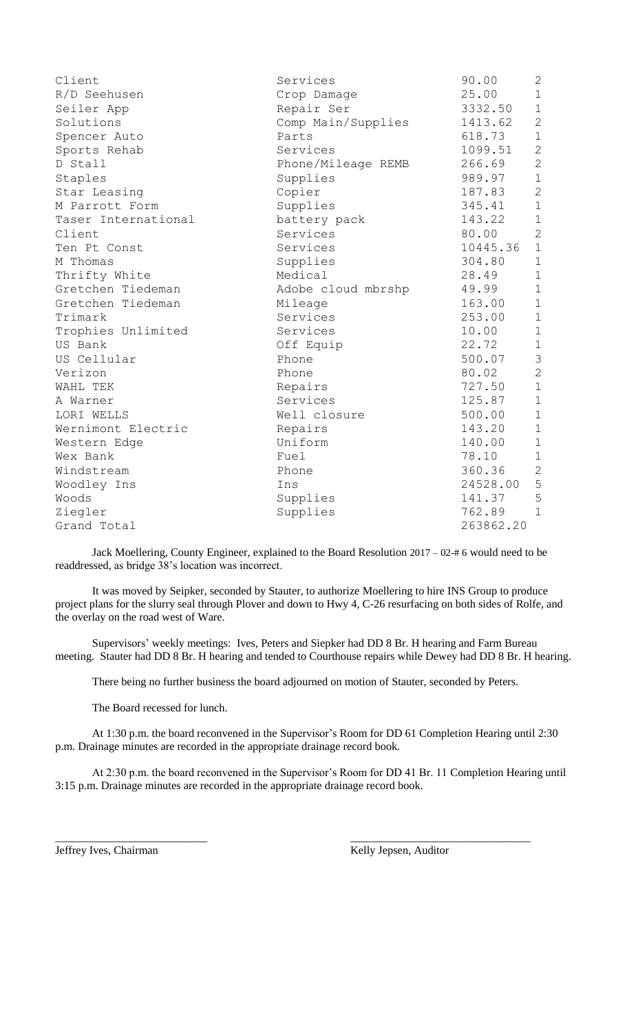| | | | |
|---|---|---|---|
| Client | Services | 90.00 | 2 |
| R/D Seehusen | Crop Damage | 25.00 | 1 |
| Seiler App | Repair Ser | 3332.50 | 1 |
| Solutions | Comp Main/Supplies | 1413.62 | 2 |
| Spencer Auto | Parts | 618.73 | 1 |
| Sports Rehab | Services | 1099.51 | 2 |
| D Stall | Phone/Mileage REMB | 266.69 | 2 |
| Staples | Supplies | 989.97 | 1 |
| Star Leasing | Copier | 187.83 | 2 |
| M Parrott Form | Supplies | 345.41 | 1 |
| Taser International | battery pack | 143.22 | 1 |
| Client | Services | 80.00 | 2 |
| Ten Pt Const | Services | 10445.36 | 1 |
| M Thomas | Supplies | 304.80 | 1 |
| Thrifty White | Medical | 28.49 | 1 |
| Gretchen Tiedeman | Adobe cloud mbrshp | 49.99 | 1 |
| Gretchen Tiedeman | Mileage | 163.00 | 1 |
| Trimark | Services | 253.00 | 1 |
| Trophies Unlimited | Services | 10.00 | 1 |
| US Bank | Off Equip | 22.72 | 1 |
| US Cellular | Phone | 500.07 | 3 |
| Verizon | Phone | 80.02 | 2 |
| WAHL TEK | Repairs | 727.50 | 1 |
| A Warner | Services | 125.87 | 1 |
| LORI WELLS | Well closure | 500.00 | 1 |
| Wernimont Electric | Repairs | 143.20 | 1 |
| Western Edge | Uniform | 140.00 | 1 |
| Wex Bank | Fuel | 78.10 | 1 |
| Windstream | Phone | 360.36 | 2 |
| Woodley Ins | Ins | 24528.00 | 5 |
| Woods | Supplies | 141.37 | 5 |
| Ziegler | Supplies | 762.89 | 1 |
| Grand Total | | 263862.20 | |

Jack Moellering, County Engineer, explained to the Board Resolution 2017 – 02-# 6 would need to be readdressed, as bridge 38's location was incorrect.

It was moved by Seipker, seconded by Stauter, to authorize Moellering to hire INS Group to produce project plans for the slurry seal through Plover and down to Hwy 4, C-26 resurfacing on both sides of Rolfe, and the overlay on the road west of Ware.

Supervisors' weekly meetings: Ives, Peters and Siepker had DD 8 Br. H hearing and Farm Bureau meeting. Stauter had DD 8 Br. H hearing and tended to Courthouse repairs while Dewey had DD 8 Br. H hearing.

There being no further business the board adjourned on motion of Stauter, seconded by Peters.

The Board recessed for lunch.

At 1:30 p.m. the board reconvened in the Supervisor's Room for DD 61 Completion Hearing until 2:30 p.m. Drainage minutes are recorded in the appropriate drainage record book.

At 2:30 p.m. the board reconvened in the Supervisor's Room for DD 41 Br. 11 Completion Hearing until 3:15 p.m. Drainage minutes are recorded in the appropriate drainage record book.

\_\_\_\_\_\_\_\_\_\_\_\_\_\_\_\_\_\_\_\_\_\_\_\_\_\_ \_\_\_\_\_\_\_\_\_\_\_\_\_\_\_\_\_\_\_\_\_\_\_\_\_\_\_\_\_\_\_\_

Jeffrey Ives, Chairman Kelly Jepsen, Auditor